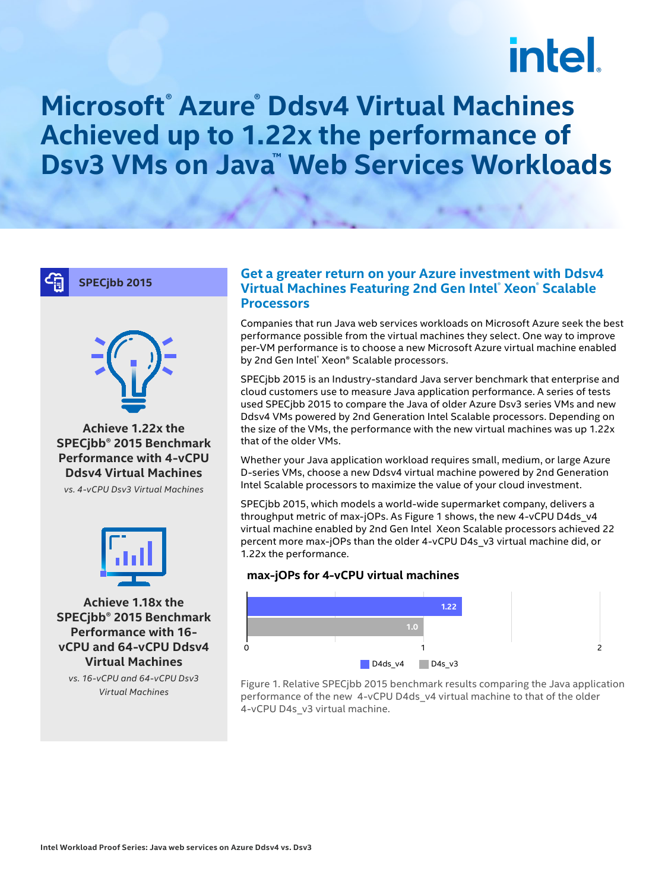# Microsoft® Azure® Ddsv4 Virtual Machines Achieved up to 1.22x the performance of Dsv3 VMs on Java™ Web Services Workloads

**SPECjbb 2015**

**Achieve 1.22x the SPECjbb® 2015 Benchmark Performance with 4-vCPU Ddsv4 Virtual Machines**

*vs. 4-vCPU Dsv3 Virtual Machines*

**Achieve 1.18x the SPECjbb® 2015 Benchmark Performance with 16-vCPU and 64-vCPU Ddsv4 Virtual Machines**

*vs. 16-vCPU and 64-vCPU Dsv3 Virtual Machines*

## Get a greater return on your Azure investment with Ddsv4 Virtual Machines Featuring 2nd Gen Intel® Xeon® Scalable Processors

Companies that run Java web services workloads on Microsoft Azure seek the best performance possible from the virtual machines they select. One way to improve per-VM performance is to choose a new Microsoft Azure virtual machine enabled by 2nd Gen Intel® Xeon® Scalable processors.

SPECjbb 2015 is an Industry-standard Java server benchmark that enterprise and cloud customers use to measure Java application performance. A series of tests used SPECjbb 2015 to compare the Java of older Azure Dsv3 series VMs and new Ddsv4 VMs powered by 2nd Generation Intel Scalable processors. Depending on the size of the VMs, the performance with the new virtual machines was up 1.22x that of the older VMs.

Whether your Java application workload requires small, medium, or large Azure D-series VMs, choose a new Ddsv4 virtual machine powered by 2nd Generation Intel Scalable processors to maximize the value of your cloud investment.

SPECjbb 2015, which models a world-wide supermarket company, delivers a throughput metric of max-jOPs. As Figure 1 shows, the new 4-vCPU D4ds_v4 virtual machine enabled by 2nd Gen Intel Xeon Scalable processors achieved 22 percent more max-jOPs than the older 4-vCPU D4s_v3 virtual machine did, or 1.22x the performance.

**max-jOPs for 4-vCPU virtual machines**

| VM | Relative max-jOPs |
|---|---|
| D4ds_v4 | 1.22 |
| D4s_v3 | 1.0 |

Figure 1. Relative SPECjbb 2015 benchmark results comparing the Java application performance of the new 4-vCPU D4ds_v4 virtual machine to that of the older 4-vCPU D4s_v3 virtual machine.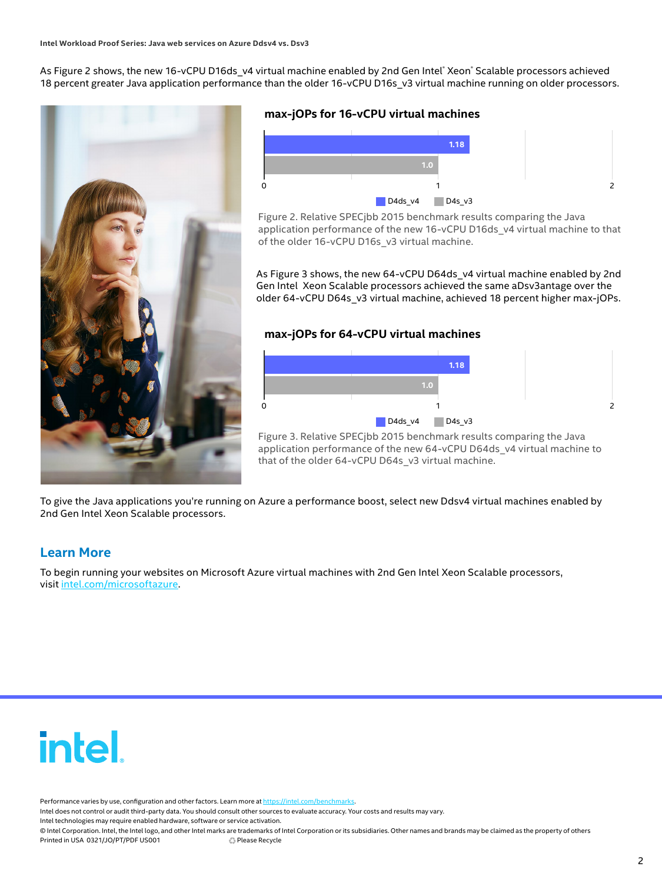As Figure 2 shows, the new 16-vCPU D16ds_v4 virtual machine enabled by 2nd Gen Intel® Xeon® Scalable processors achieved 18 percent greater Java application performance than the older 16-vCPU D16s_v3 virtual machine running on older processors.

**max-jOPs for 16-vCPU virtual machines**

1.18
1.0
0
1
2
D4ds_v4
D4s_v3

Figure 2. Relative SPECjbb 2015 benchmark results comparing the Java application performance of the new 16-vCPU D16ds_v4 virtual machine to that of the older 16-vCPU D16s_v3 virtual machine.

As Figure 3 shows, the new 64-vCPU D64ds_v4 virtual machine enabled by 2nd Gen Intel Xeon Scalable processors achieved the same aDsv3antage over the older 64-vCPU D64s_v3 virtual machine, achieved 18 percent higher max-jOPs.

**max-jOPs for 64-vCPU virtual machines**

1.18
1.0
0
1
2
D4ds_v4
D4s_v3

Figure 3. Relative SPECjbb 2015 benchmark results comparing the Java application performance of the new 64-vCPU D64ds_v4 virtual machine to that of the older 64-vCPU D64s_v3 virtual machine.

To give the Java applications you're running on Azure a performance boost, select new Ddsv4 virtual machines enabled by 2nd Gen Intel Xeon Scalable processors.

## Learn More

To begin running your websites on Microsoft Azure virtual machines with 2nd Gen Intel Xeon Scalable processors, visit intel.com/microsoftazure.

intel.

Performance varies by use, configuration and other factors. Learn more at https://intel.com/benchmarks.
Intel does not control or audit third-party data. You should consult other sources to evaluate accuracy. Your costs and results may vary.
Intel technologies may require enabled hardware, software or service activation.
© Intel Corporation. Intel, the Intel logo, and other Intel marks are trademarks of Intel Corporation or its subsidiaries. Other names and brands may be claimed as the property of others
Printed in USA 0321/JO/PT/PDF US001 Please Recycle